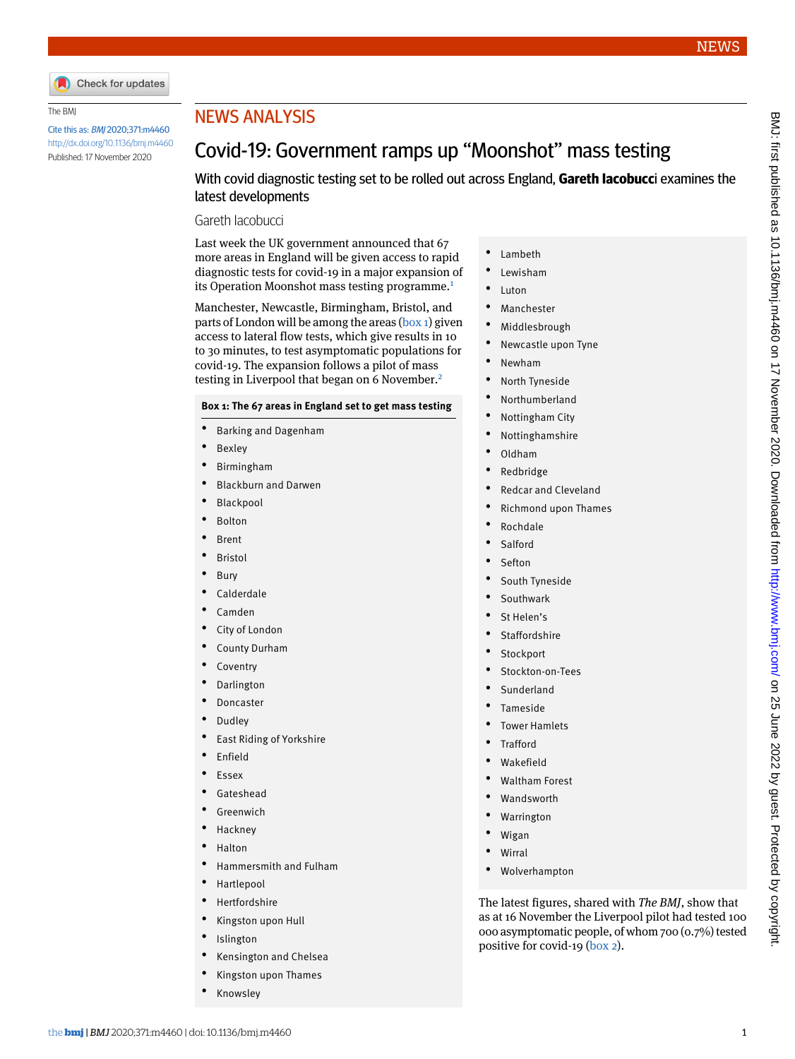NEWS ANALYSIS

# Covid-19: Government ramps up "Moonshot" mass testing

With covid diagnostic testing set to be rolled out across England, **Gareth Iacobucc**i examines the latest developments

Gareth Iacobucci

The BMJ

Cite this as: *BMJ* 2020;371:m4460

http://dx.doi.org/10.1136/bmj.m4460

Published: 17 November 2020

Last week the UK government announced that 67 more areas in England will be given access to rapid diagnostic tests for covid-19 in a major expansion of its Operation Moonshot mass testing programme.[1]

Manchester, Newcastle, Birmingham, Bristol, and parts of London will be among the areas (box 1) given access to lateral flow tests, which give results in 10 to 30 minutes, to test asymptomatic populations for covid-19. The expansion follows a pilot of mass testing in Liverpool that began on 6 November.[2]

**Box 1: The 67 areas in England set to get mass testing**

- Barking and Dagenham
- Bexley
- Birmingham
- Blackburn and Darwen
- Blackpool
- Bolton
- Brent
- Bristol
- Bury
- Calderdale
- Camden
- City of London
- County Durham
- Coventry
- Darlington
- Doncaster
- Dudley
- East Riding of Yorkshire
- Enfield
- Essex
- Gateshead
- Greenwich
- Hackney
- Halton
- Hammersmith and Fulham
- Hartlepool
- Hertfordshire
- Kingston upon Hull
- Islington
- Kensington and Chelsea
- Kingston upon Thames
- Knowsley
- Lambeth
- Lewisham
- Luton
- Manchester
- Middlesbrough
- Newcastle upon Tyne
- Newham
- North Tyneside
- Northumberland
- Nottingham City
- Nottinghamshire
- Oldham
- Redbridge
- Redcar and Cleveland
- Richmond upon Thames
- Rochdale
- Salford
- Sefton
- South Tyneside
- Southwark
- St Helen's
- Staffordshire
- Stockport
- Stockton-on-Tees
- Sunderland
- Tameside
- Tower Hamlets
- Trafford
- Wakefield
- Waltham Forest
- Wandsworth
- Warrington
- Wigan
- Wirral
- Wolverhampton

The latest figures, shared with *The BMJ*, show that as at 16 November the Liverpool pilot had tested 100 000 asymptomatic people, of whom 700 (0.7%) tested positive for covid-19 (box 2).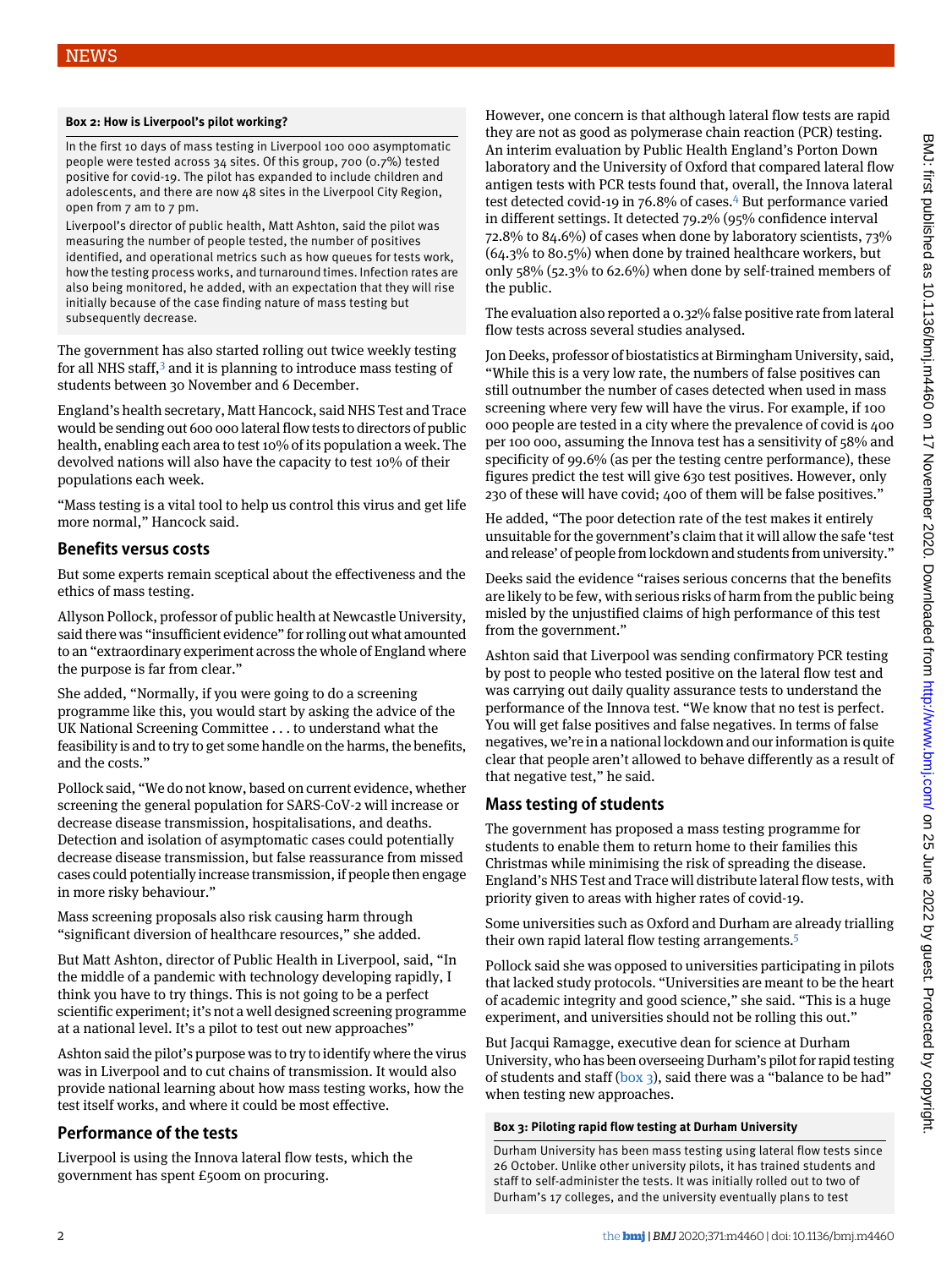**Box 2: How is Liverpool's pilot working?**

In the first 10 days of mass testing in Liverpool 100 000 asymptomatic people were tested across 34 sites. Of this group, 700 (0.7%) tested positive for covid-19. The pilot has expanded to include children and adolescents, and there are now 48 sites in the Liverpool City Region, open from 7 am to 7 pm.

Liverpool's director of public health, Matt Ashton, said the pilot was measuring the number of people tested, the number of positives identified, and operational metrics such as how queues for tests work, how the testing process works, and turnaround times. Infection rates are also being monitored, he added, with an expectation that they will rise initially because of the case finding nature of mass testing but subsequently decrease.

The government has also started rolling out twice weekly testing for all NHS staff,[3] and it is planning to introduce mass testing of students between 30 November and 6 December.

England's health secretary, Matt Hancock, said NHS Test and Trace would be sending out 600 000 lateral flow tests to directors of public health, enabling each area to test 10% of its population a week. The devolved nations will also have the capacity to test 10% of their populations each week.

"Mass testing is a vital tool to help us control this virus and get life more normal," Hancock said.

## Benefits versus costs

But some experts remain sceptical about the effectiveness and the ethics of mass testing.

Allyson Pollock, professor of public health at Newcastle University, said there was "insufficient evidence" for rolling out what amounted to an "extraordinary experiment across the whole of England where the purpose is far from clear."

She added, "Normally, if you were going to do a screening programme like this, you would start by asking the advice of the UK National Screening Committee . . . to understand what the feasibility is and to try to get some handle on the harms, the benefits, and the costs."

Pollock said, "We do not know, based on current evidence, whether screening the general population for SARS-CoV-2 will increase or decrease disease transmission, hospitalisations, and deaths. Detection and isolation of asymptomatic cases could potentially decrease disease transmission, but false reassurance from missed cases could potentially increase transmission, if people then engage in more risky behaviour."

Mass screening proposals also risk causing harm through "significant diversion of healthcare resources," she added.

But Matt Ashton, director of Public Health in Liverpool, said, "In the middle of a pandemic with technology developing rapidly, I think you have to try things. This is not going to be a perfect scientific experiment; it's not a well designed screening programme at a national level. It's a pilot to test out new approaches"

Ashton said the pilot's purpose was to try to identify where the virus was in Liverpool and to cut chains of transmission. It would also provide national learning about how mass testing works, how the test itself works, and where it could be most effective.

## Performance of the tests

Liverpool is using the Innova lateral flow tests, which the government has spent £500m on procuring.

However, one concern is that although lateral flow tests are rapid they are not as good as polymerase chain reaction (PCR) testing. An interim evaluation by Public Health England's Porton Down laboratory and the University of Oxford that compared lateral flow antigen tests with PCR tests found that, overall, the Innova lateral test detected covid-19 in 76.8% of cases.[4] But performance varied in different settings. It detected 79.2% (95% confidence interval 72.8% to 84.6%) of cases when done by laboratory scientists, 73% (64.3% to 80.5%) when done by trained healthcare workers, but only 58% (52.3% to 62.6%) when done by self-trained members of the public.

The evaluation also reported a 0.32% false positive rate from lateral flow tests across several studies analysed.

Jon Deeks, professor of biostatistics at Birmingham University, said, "While this is a very low rate, the numbers of false positives can still outnumber the number of cases detected when used in mass screening where very few will have the virus. For example, if 100 000 people are tested in a city where the prevalence of covid is 400 per 100 000, assuming the Innova test has a sensitivity of 58% and specificity of 99.6% (as per the testing centre performance), these figures predict the test will give 630 test positives. However, only 230 of these will have covid; 400 of them will be false positives."

He added, "The poor detection rate of the test makes it entirely unsuitable for the government's claim that it will allow the safe 'test and release' of people from lockdown and students from university."

Deeks said the evidence "raises serious concerns that the benefits are likely to be few, with serious risks of harm from the public being misled by the unjustified claims of high performance of this test from the government."

Ashton said that Liverpool was sending confirmatory PCR testing by post to people who tested positive on the lateral flow test and was carrying out daily quality assurance tests to understand the performance of the Innova test. "We know that no test is perfect. You will get false positives and false negatives. In terms of false negatives, we're in a national lockdown and our information is quite clear that people aren't allowed to behave differently as a result of that negative test," he said.

## Mass testing of students

The government has proposed a mass testing programme for students to enable them to return home to their families this Christmas while minimising the risk of spreading the disease. England's NHS Test and Trace will distribute lateral flow tests, with priority given to areas with higher rates of covid-19.

Some universities such as Oxford and Durham are already trialling their own rapid lateral flow testing arrangements.[5]

Pollock said she was opposed to universities participating in pilots that lacked study protocols. "Universities are meant to be the heart of academic integrity and good science," she said. "This is a huge experiment, and universities should not be rolling this out."

But Jacqui Ramagge, executive dean for science at Durham University, who has been overseeing Durham's pilot for rapid testing of students and staff (box 3), said there was a "balance to be had" when testing new approaches.

**Box 3: Piloting rapid flow testing at Durham University**

Durham University has been mass testing using lateral flow tests since 26 October. Unlike other university pilots, it has trained students and staff to self-administer the tests. It was initially rolled out to two of Durham's 17 colleges, and the university eventually plans to test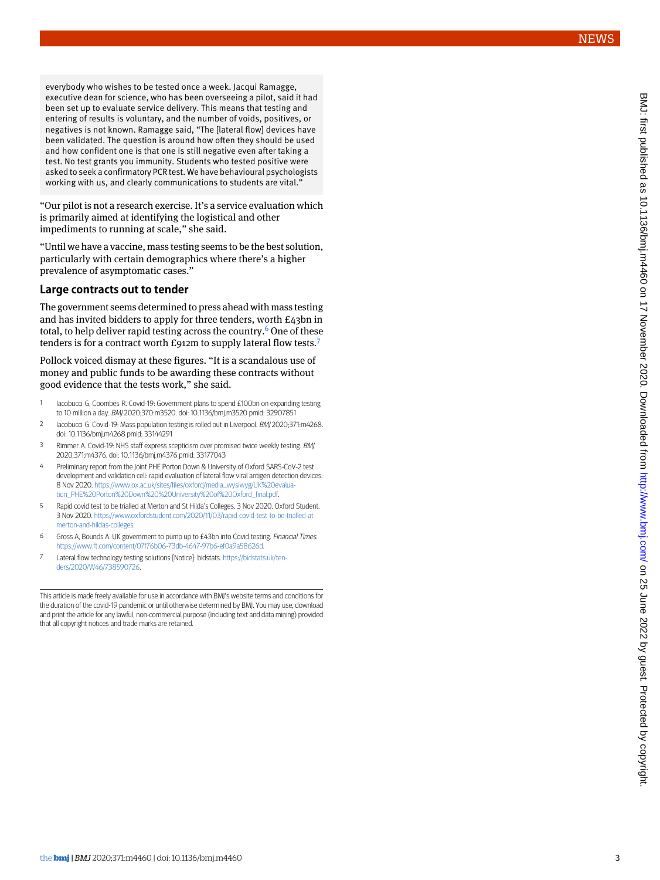everybody who wishes to be tested once a week. Jacqui Ramagge, executive dean for science, who has been overseeing a pilot, said it had been set up to evaluate service delivery. This means that testing and entering of results is voluntary, and the number of voids, positives, or negatives is not known. Ramagge said, "The [lateral flow] devices have been validated. The question is around how often they should be used and how confident one is that one is still negative even after taking a test. No test grants you immunity. Students who tested positive were asked to seek a confirmatory PCR test. We have behavioural psychologists working with us, and clearly communications to students are vital."

"Our pilot is not a research exercise. It's a service evaluation which is primarily aimed at identifying the logistical and other impediments to running at scale," she said.

"Until we have a vaccine, mass testing seems to be the best solution, particularly with certain demographics where there's a higher prevalence of asymptomatic cases."

## Large contracts out to tender

The government seems determined to press ahead with mass testing and has invited bidders to apply for three tenders, worth £43bn in total, to help deliver rapid testing across the country.[6] One of these tenders is for a contract worth £912m to supply lateral flow tests.[7]

Pollock voiced dismay at these figures. "It is a scandalous use of money and public funds to be awarding these contracts without good evidence that the tests work," she said.

1. Iacobucci G, Coombes R. Covid-19: Government plans to spend £100bn on expanding testing to 10 million a day. *BMJ* 2020;370:m3520. doi: 10.1136/bmj.m3520 pmid: 32907851
2. Iacobucci G. Covid-19: Mass population testing is rolled out in Liverpool. *BMJ* 2020;371:m4268. doi: 10.1136/bmj.m4268 pmid: 33144291
3. Rimmer A. Covid-19: NHS staff express scepticism over promised twice weekly testing. *BMJ* 2020;371:m4376. doi: 10.1136/bmj.m4376 pmid: 33177043
4. Preliminary report from the Joint PHE Porton Down & University of Oxford SARS-CoV-2 test development and validation cell: rapid evaluation of lateral flow viral antigen detection devices. 8 Nov 2020. https://www.ox.ac.uk/sites/files/oxford/media_wysiwyg/UK%20evaluation_PHE%20Porton%20Down%20%20University%20of%20Oxford_final.pdf.
5. Rapid covid test to be trialled at Merton and St Hilda's Colleges. 3 Nov 2020. Oxford Student. 3 Nov 2020. https://www.oxfordstudent.com/2020/11/03/rapid-covid-test-to-be-trialled-at-merton-and-hildas-colleges.
6. Gross A, Bounds A. UK government to pump up to £43bn into Covid testing. *Financial Times*. https://www.ft.com/content/07f76b06-73db-4647-97b6-ef0a9a58626d.
7. Lateral flow technology testing solutions [Notice]: bidstats. https://bidstats.uk/tenders/2020/W46/738590726.

This article is made freely available for use in accordance with BMJ's website terms and conditions for the duration of the covid-19 pandemic or until otherwise determined by BMJ. You may use, download and print the article for any lawful, non-commercial purpose (including text and data mining) provided that all copyright notices and trade marks are retained.